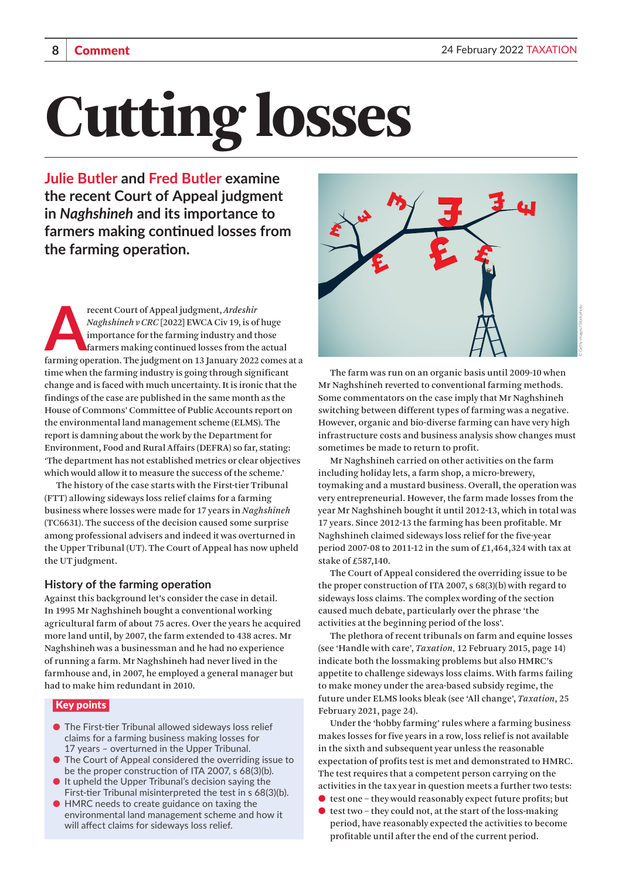# Cutting losses

**Julie Butler and Fred Butler examine the recent Court of Appeal judgment in *Naghshineh* and its importance to farmers making continued losses from the farming operation.**

A recent Court of Appeal judgment, *Ardeshir Naghshineh v CRC* [2022] EWCA Civ 19, is of huge importance for the farming industry and those farmers making continued losses from the actual farming operation. The judgment on 13 January 2022 comes at a time when the farming industry is going through significant change and is faced with much uncertainty. It is ironic that the findings of the case are published in the same month as the House of Commons' Committee of Public Accounts report on the environmental land management scheme (ELMS). The report is damning about the work by the Department for Environment, Food and Rural Affairs (DEFRA) so far, stating: 'The department has not established metrics or clear objectives which would allow it to measure the success of the scheme.'

The history of the case starts with the First-tier Tribunal (FTT) allowing sideways loss relief claims for a farming business where losses were made for 17 years in *Naghshineh* (TC6631). The success of the decision caused some surprise among professional advisers and indeed it was overturned in the Upper Tribunal (UT). The Court of Appeal has now upheld the UT judgment.

## History of the farming operation

Against this background let's consider the case in detail. In 1995 Mr Naghshineh bought a conventional working agricultural farm of about 75 acres. Over the years he acquired more land until, by 2007, the farm extended to 438 acres. Mr Naghshineh was a businessman and he had no experience of running a farm. Mr Naghshineh had never lived in the farmhouse and, in 2007, he employed a general manager but had to make him redundant in 2010.

**Key points**

- The First-tier Tribunal allowed sideways loss relief claims for a farming business making losses for 17 years – overturned in the Upper Tribunal.
- The Court of Appeal considered the overriding issue to be the proper construction of ITA 2007, s 68(3)(b).
- It upheld the Upper Tribunal's decision saying the First-tier Tribunal misinterpreted the test in s 68(3)(b).
- HMRC needs to create guidance on taxing the environmental land management scheme and how it will affect claims for sideways loss relief.

The farm was run on an organic basis until 2009-10 when Mr Naghshineh reverted to conventional farming methods. Some commentators on the case imply that Mr Naghshineh switching between different types of farming was a negative. However, organic and bio-diverse farming can have very high infrastructure costs and business analysis show changes must sometimes be made to return to profit.

Mr Naghshineh carried on other activities on the farm including holiday lets, a farm shop, a micro-brewery, toymaking and a mustard business. Overall, the operation was very entrepreneurial. However, the farm made losses from the year Mr Naghshineh bought it until 2012-13, which in total was 17 years. Since 2012-13 the farming has been profitable. Mr Naghshineh claimed sideways loss relief for the five-year period 2007-08 to 2011-12 in the sum of £1,464,324 with tax at stake of £587,140.

The Court of Appeal considered the overriding issue to be the proper construction of ITA 2007, s 68(3)(b) with regard to sideways loss claims. The complex wording of the section caused much debate, particularly over the phrase 'the activities at the beginning period of the loss'.

The plethora of recent tribunals on farm and equine losses (see 'Handle with care', *Taxation,* 12 February 2015, page 14) indicate both the lossmaking problems but also HMRC's appetite to challenge sideways loss claims. With farms failing to make money under the area-based subsidy regime, the future under ELMS looks bleak (see 'All change', *Taxation*, 25 February 2021, page 24).

Under the 'hobby farming' rules where a farming business makes losses for five years in a row, loss relief is not available in the sixth and subsequent year unless the reasonable expectation of profits test is met and demonstrated to HMRC. The test requires that a competent person carrying on the activities in the tax year in question meets a further two tests:

- test one – they would reasonably expect future profits; but
- test two – they could not, at the start of the loss-making period, have reasonably expected the activities to become profitable until after the end of the current period.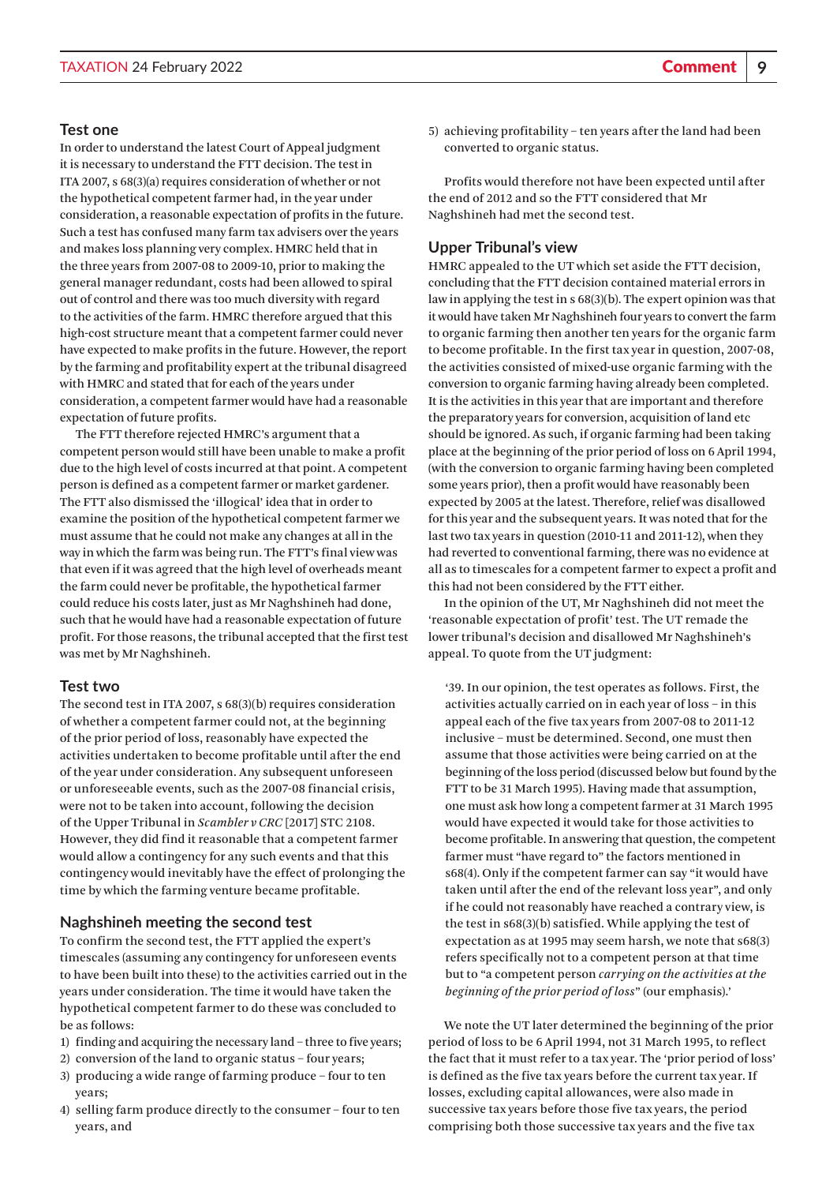### Test one

In order to understand the latest Court of Appeal judgment it is necessary to understand the FTT decision. The test in ITA 2007, s 68(3)(a) requires consideration of whether or not the hypothetical competent farmer had, in the year under consideration, a reasonable expectation of profits in the future. Such a test has confused many farm tax advisers over the years and makes loss planning very complex. HMRC held that in the three years from 2007-08 to 2009-10, prior to making the general manager redundant, costs had been allowed to spiral out of control and there was too much diversity with regard to the activities of the farm. HMRC therefore argued that this high-cost structure meant that a competent farmer could never have expected to make profits in the future. However, the report by the farming and profitability expert at the tribunal disagreed with HMRC and stated that for each of the years under consideration, a competent farmer would have had a reasonable expectation of future profits.

The FTT therefore rejected HMRC's argument that a competent person would still have been unable to make a profit due to the high level of costs incurred at that point. A competent person is defined as a competent farmer or market gardener. The FTT also dismissed the 'illogical' idea that in order to examine the position of the hypothetical competent farmer we must assume that he could not make any changes at all in the way in which the farm was being run. The FTT's final view was that even if it was agreed that the high level of overheads meant the farm could never be profitable, the hypothetical farmer could reduce his costs later, just as Mr Naghshineh had done, such that he would have had a reasonable expectation of future profit. For those reasons, the tribunal accepted that the first test was met by Mr Naghshineh.

### Test two

The second test in ITA 2007, s 68(3)(b) requires consideration of whether a competent farmer could not, at the beginning of the prior period of loss, reasonably have expected the activities undertaken to become profitable until after the end of the year under consideration. Any subsequent unforeseen or unforeseeable events, such as the 2007-08 financial crisis, were not to be taken into account, following the decision of the Upper Tribunal in *Scambler v CRC* [2017] STC 2108. However, they did find it reasonable that a competent farmer would allow a contingency for any such events and that this contingency would inevitably have the effect of prolonging the time by which the farming venture became profitable.

### Naghshineh meeting the second test

To confirm the second test, the FTT applied the expert's timescales (assuming any contingency for unforeseen events to have been built into these) to the activities carried out in the years under consideration. The time it would have taken the hypothetical competent farmer to do these was concluded to be as follows:

1) finding and acquiring the necessary land – three to five years;
2) conversion of the land to organic status – four years;
3) producing a wide range of farming produce – four to ten years;
4) selling farm produce directly to the consumer – four to ten years, and
5) achieving profitability – ten years after the land had been converted to organic status.

Profits would therefore not have been expected until after the end of 2012 and so the FTT considered that Mr Naghshineh had met the second test.

### Upper Tribunal's view

HMRC appealed to the UT which set aside the FTT decision, concluding that the FTT decision contained material errors in law in applying the test in s 68(3)(b). The expert opinion was that it would have taken Mr Naghshineh four years to convert the farm to organic farming then another ten years for the organic farm to become profitable. In the first tax year in question, 2007-08, the activities consisted of mixed-use organic farming with the conversion to organic farming having already been completed. It is the activities in this year that are important and therefore the preparatory years for conversion, acquisition of land etc should be ignored. As such, if organic farming had been taking place at the beginning of the prior period of loss on 6 April 1994, (with the conversion to organic farming having been completed some years prior), then a profit would have reasonably been expected by 2005 at the latest. Therefore, relief was disallowed for this year and the subsequent years. It was noted that for the last two tax years in question (2010-11 and 2011-12), when they had reverted to conventional farming, there was no evidence at all as to timescales for a competent farmer to expect a profit and this had not been considered by the FTT either.

In the opinion of the UT, Mr Naghshineh did not meet the 'reasonable expectation of profit' test. The UT remade the lower tribunal's decision and disallowed Mr Naghshineh's appeal. To quote from the UT judgment:

> '39. In our opinion, the test operates as follows. First, the activities actually carried on in each year of loss – in this appeal each of the five tax years from 2007-08 to 2011-12 inclusive – must be determined. Second, one must then assume that those activities were being carried on at the beginning of the loss period (discussed below but found by the FTT to be 31 March 1995). Having made that assumption, one must ask how long a competent farmer at 31 March 1995 would have expected it would take for those activities to become profitable. In answering that question, the competent farmer must "have regard to" the factors mentioned in s68(4). Only if the competent farmer can say "it would have taken until after the end of the relevant loss year", and only if he could not reasonably have reached a contrary view, is the test in s68(3)(b) satisfied. While applying the test of expectation as at 1995 may seem harsh, we note that s68(3) refers specifically not to a competent person at that time but to "a competent person *carrying on the activities at the beginning of the prior period of loss*" (our emphasis).'

We note the UT later determined the beginning of the prior period of loss to be 6 April 1994, not 31 March 1995, to reflect the fact that it must refer to a tax year. The 'prior period of loss' is defined as the five tax years before the current tax year. If losses, excluding capital allowances, were also made in successive tax years before those five tax years, the period comprising both those successive tax years and the five tax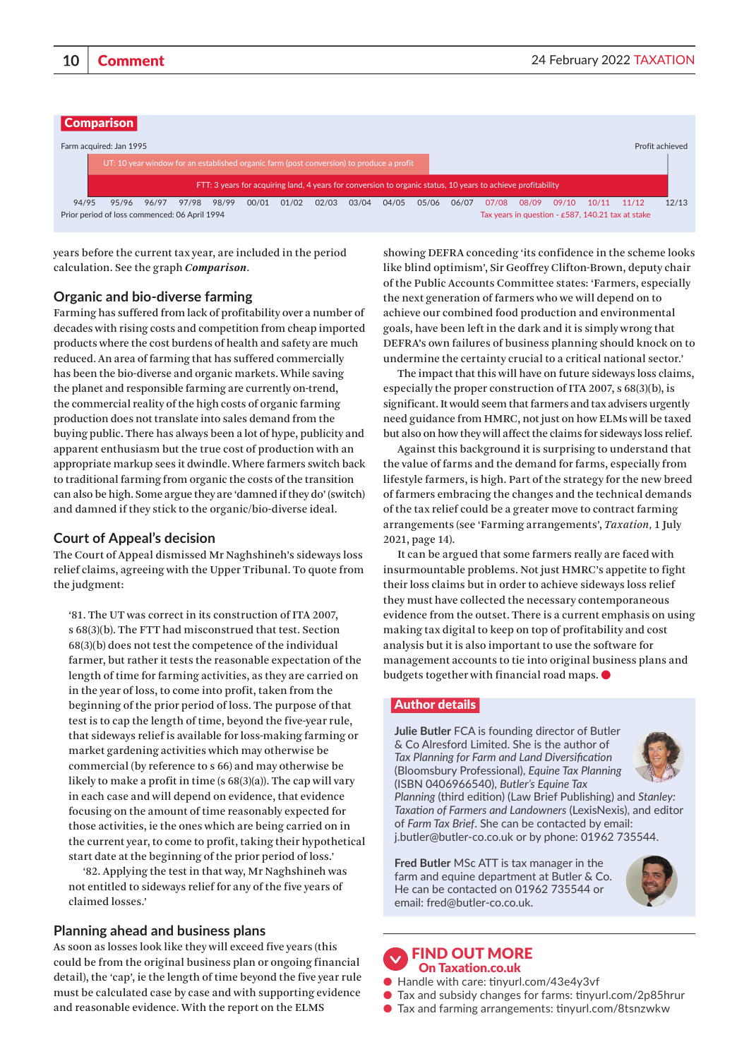## Comparison

Farm acquired: Jan 1995

Profit achieved

UT: 10 year window for an established organic farm (post conversion) to produce a profit

FTT: 3 years for acquiring land, 4 years for conversion to organic status, 10 years to achieve profitability

94/95 95/96 96/97 97/98 98/99 00/01 01/02 02/03 03/04 04/05 05/06 06/07 07/08 08/09 09/10 10/11 11/12 12/13

Prior period of loss commenced: 06 April 1994

Tax years in question - £587, 140.21 tax at stake

years before the current tax year, are included in the period calculation. See the graph ***Comparison***.

### Organic and bio-diverse farming

Farming has suffered from lack of profitability over a number of decades with rising costs and competition from cheap imported products where the cost burdens of health and safety are much reduced. An area of farming that has suffered commercially has been the bio-diverse and organic markets. While saving the planet and responsible farming are currently on-trend, the commercial reality of the high costs of organic farming production does not translate into sales demand from the buying public. There has always been a lot of hype, publicity and apparent enthusiasm but the true cost of production with an appropriate markup sees it dwindle. Where farmers switch back to traditional farming from organic the costs of the transition can also be high. Some argue they are 'damned if they do' (switch) and damned if they stick to the organic/bio-diverse ideal.

### Court of Appeal's decision

The Court of Appeal dismissed Mr Naghshineh's sideways loss relief claims, agreeing with the Upper Tribunal. To quote from the judgment:

> '81. The UT was correct in its construction of ITA 2007, s 68(3)(b). The FTT had misconstrued that test. Section 68(3)(b) does not test the competence of the individual farmer, but rather it tests the reasonable expectation of the length of time for farming activities, as they are carried on in the year of loss, to come into profit, taken from the beginning of the prior period of loss. The purpose of that test is to cap the length of time, beyond the five-year rule, that sideways relief is available for loss-making farming or market gardening activities which may otherwise be commercial (by reference to s 66) and may otherwise be likely to make a profit in time (s 68(3)(a)). The cap will vary in each case and will depend on evidence, that evidence focusing on the amount of time reasonably expected for those activities, ie the ones which are being carried on in the current year, to come to profit, taking their hypothetical start date at the beginning of the prior period of loss.'
>
> '82. Applying the test in that way, Mr Naghshineh was not entitled to sideways relief for any of the five years of claimed losses.'

### Planning ahead and business plans

As soon as losses look like they will exceed five years (this could be from the original business plan or ongoing financial detail), the 'cap', ie the length of time beyond the five year rule must be calculated case by case and with supporting evidence and reasonable evidence. With the report on the ELMS showing DEFRA conceding 'its confidence in the scheme looks like blind optimism', Sir Geoffrey Clifton-Brown, deputy chair of the Public Accounts Committee states: 'Farmers, especially the next generation of farmers who we will depend on to achieve our combined food production and environmental goals, have been left in the dark and it is simply wrong that DEFRA's own failures of business planning should knock on to undermine the certainty crucial to a critical national sector.'

The impact that this will have on future sideways loss claims, especially the proper construction of ITA 2007, s 68(3)(b), is significant. It would seem that farmers and tax advisers urgently need guidance from HMRC, not just on how ELMs will be taxed but also on how they will affect the claims for sideways loss relief.

Against this background it is surprising to understand that the value of farms and the demand for farms, especially from lifestyle farmers, is high. Part of the strategy for the new breed of farmers embracing the changes and the technical demands of the tax relief could be a greater move to contract farming arrangements (see 'Farming arrangements', *Taxation*, 1 July 2021, page 14).

It can be argued that some farmers really are faced with insurmountable problems. Not just HMRC's appetite to fight their loss claims but in order to achieve sideways loss relief they must have collected the necessary contemporaneous evidence from the outset. There is a current emphasis on using making tax digital to keep on top of profitability and cost analysis but it is also important to use the software for management accounts to tie into original business plans and budgets together with financial road maps. ●

## Author details

**Julie Butler** FCA is founding director of Butler & Co Alresford Limited. She is the author of *Tax Planning for Farm and Land Diversification* (Bloomsbury Professional), *Equine Tax Planning* (ISBN 0406966540), *Butler's Equine Tax Planning* (third edition) (Law Brief Publishing) and *Stanley: Taxation of Farmers and Landowners* (LexisNexis), and editor of *Farm Tax Brief*. She can be contacted by email: j.butler@butler-co.co.uk or by phone: 01962 735544.

**Fred Butler** MSc ATT is tax manager in the farm and equine department at Butler & Co. He can be contacted on 01962 735544 or email: fred@butler-co.co.uk.

## FIND OUT MORE

**On Taxation.co.uk**

- Handle with care: tinyurl.com/43e4y3vf
- Tax and subsidy changes for farms: tinyurl.com/2p85hrur
- Tax and farming arrangements: tinyurl.com/8tsnzwkw